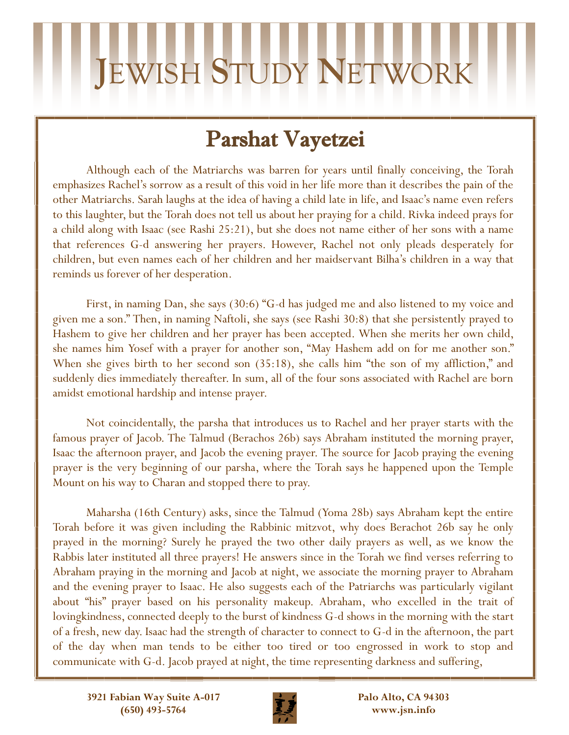# Jewish Study Network

## Parshat Vayetzei

Although each of the Matriarchs was barren for years until finally conceiving, the Torah emphasizes Rachel's sorrow as a result of this void in her life more than it describes the pain of the other Matriarchs. Sarah laughs at the idea of having a child late in life, and Isaac's name even refers to this laughter, but the Torah does not tell us about her praying for a child. Rivka indeed prays for a child along with Isaac (see Rashi 25:21), but she does not name either of her sons with a name that references G-d answering her prayers. However, Rachel not only pleads desperately for children, but even names each of her children and her maidservant Bilha's children in a way that reminds us forever of her desperation.

First, in naming Dan, she says (30:6) "G-d has judged me and also listened to my voice and given me a son." Then, in naming Naftoli, she says (see Rashi 30:8) that she persistently prayed to Hashem to give her children and her prayer has been accepted. When she merits her own child, she names him Yosef with a prayer for another son, "May Hashem add on for me another son." When she gives birth to her second son (35:18), she calls him "the son of my affliction," and suddenly dies immediately thereafter. In sum, all of the four sons associated with Rachel are born amidst emotional hardship and intense prayer.

Not coincidentally, the parsha that introduces us to Rachel and her prayer starts with the famous prayer of Jacob. The Talmud (Berachos 26b) says Abraham instituted the morning prayer, Isaac the afternoon prayer, and Jacob the evening prayer. The source for Jacob praying the evening prayer is the very beginning of our parsha, where the Torah says he happened upon the Temple Mount on his way to Charan and stopped there to pray.

Maharsha (16th Century) asks, since the Talmud (Yoma 28b) says Abraham kept the entire Torah before it was given including the Rabbinic mitzvot, why does Berachot 26b say he only prayed in the morning? Surely he prayed the two other daily prayers as well, as we know the Rabbis later instituted all three prayers! He answers since in the Torah we find verses referring to Abraham praying in the morning and Jacob at night, we associate the morning prayer to Abraham and the evening prayer to Isaac. He also suggests each of the Patriarchs was particularly vigilant about "his" prayer based on his personality makeup. Abraham, who excelled in the trait of lovingkindness, connected deeply to the burst of kindness G-d shows in the morning with the start of a fresh, new day. Isaac had the strength of character to connect to G-d in the afternoon, the part of the day when man tends to be either too tired or too engrossed in work to stop and communicate with G-d. Jacob prayed at night, the time representing darkness and suffering,

3921 Fabian Way Suite A-017
(650) 493-5764

Palo Alto, CA 94303
www.jsn.info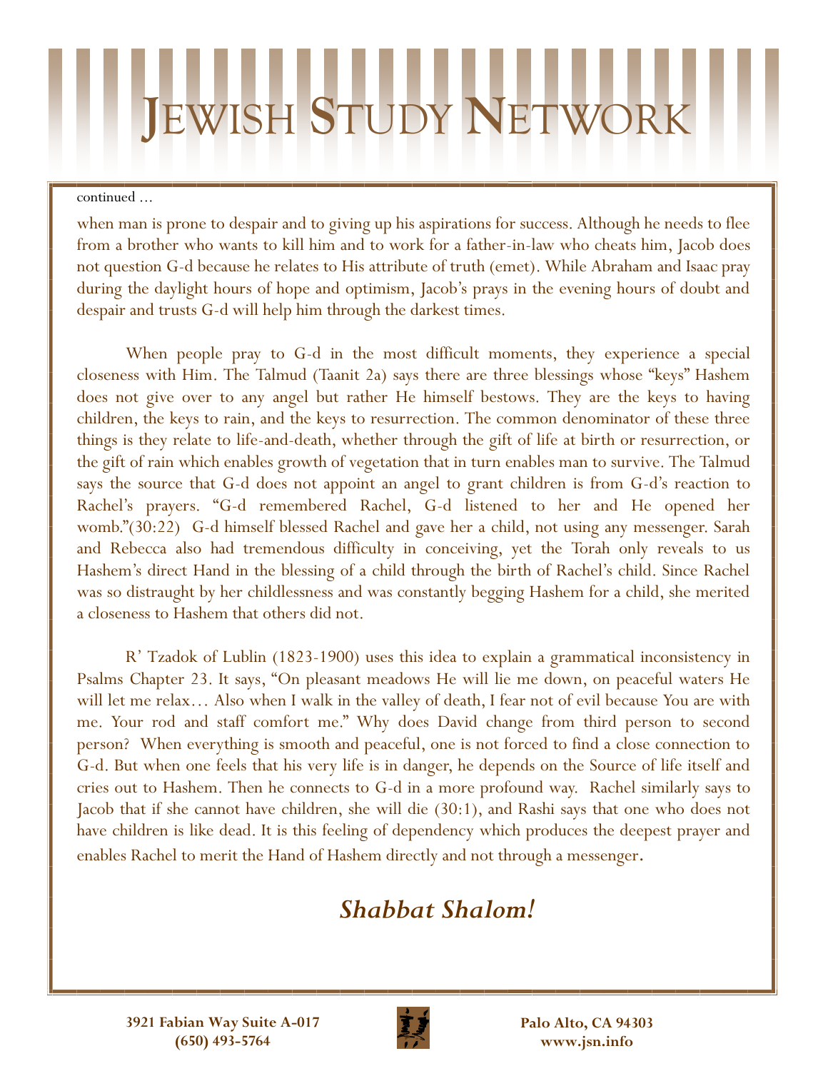continued …

when man is prone to despair and to giving up his aspirations for success. Although he needs to flee from a brother who wants to kill him and to work for a father-in-law who cheats him, Jacob does not question G-d because he relates to His attribute of truth (emet). While Abraham and Isaac pray during the daylight hours of hope and optimism, Jacob's prays in the evening hours of doubt and despair and trusts G-d will help him through the darkest times.

When people pray to G-d in the most difficult moments, they experience a special closeness with Him. The Talmud (Taanit 2a) says there are three blessings whose "keys" Hashem does not give over to any angel but rather He himself bestows. They are the keys to having children, the keys to rain, and the keys to resurrection. The common denominator of these three things is they relate to life-and-death, whether through the gift of life at birth or resurrection, or the gift of rain which enables growth of vegetation that in turn enables man to survive. The Talmud says the source that G-d does not appoint an angel to grant children is from G-d's reaction to Rachel's prayers. "G-d remembered Rachel, G-d listened to her and He opened her womb."(30:22) G-d himself blessed Rachel and gave her a child, not using any messenger. Sarah and Rebecca also had tremendous difficulty in conceiving, yet the Torah only reveals to us Hashem's direct Hand in the blessing of a child through the birth of Rachel's child. Since Rachel was so distraught by her childlessness and was constantly begging Hashem for a child, she merited a closeness to Hashem that others did not.

R' Tzadok of Lublin (1823-1900) uses this idea to explain a grammatical inconsistency in Psalms Chapter 23. It says, "On pleasant meadows He will lie me down, on peaceful waters He will let me relax… Also when I walk in the valley of death, I fear not of evil because You are with me. Your rod and staff comfort me." Why does David change from third person to second person? When everything is smooth and peaceful, one is not forced to find a close connection to G-d. But when one feels that his very life is in danger, he depends on the Source of life itself and cries out to Hashem. Then he connects to G-d in a more profound way. Rachel similarly says to Jacob that if she cannot have children, she will die (30:1), and Rashi says that one who does not have children is like dead. It is this feeling of dependency which produces the deepest prayer and enables Rachel to merit the Hand of Hashem directly and not through a messenger.

***Shabbat Shalom!***

**3921 Fabian Way Suite A-017**
**(650) 493-5764**

**Palo Alto, CA 94303**
**www.jsn.info**